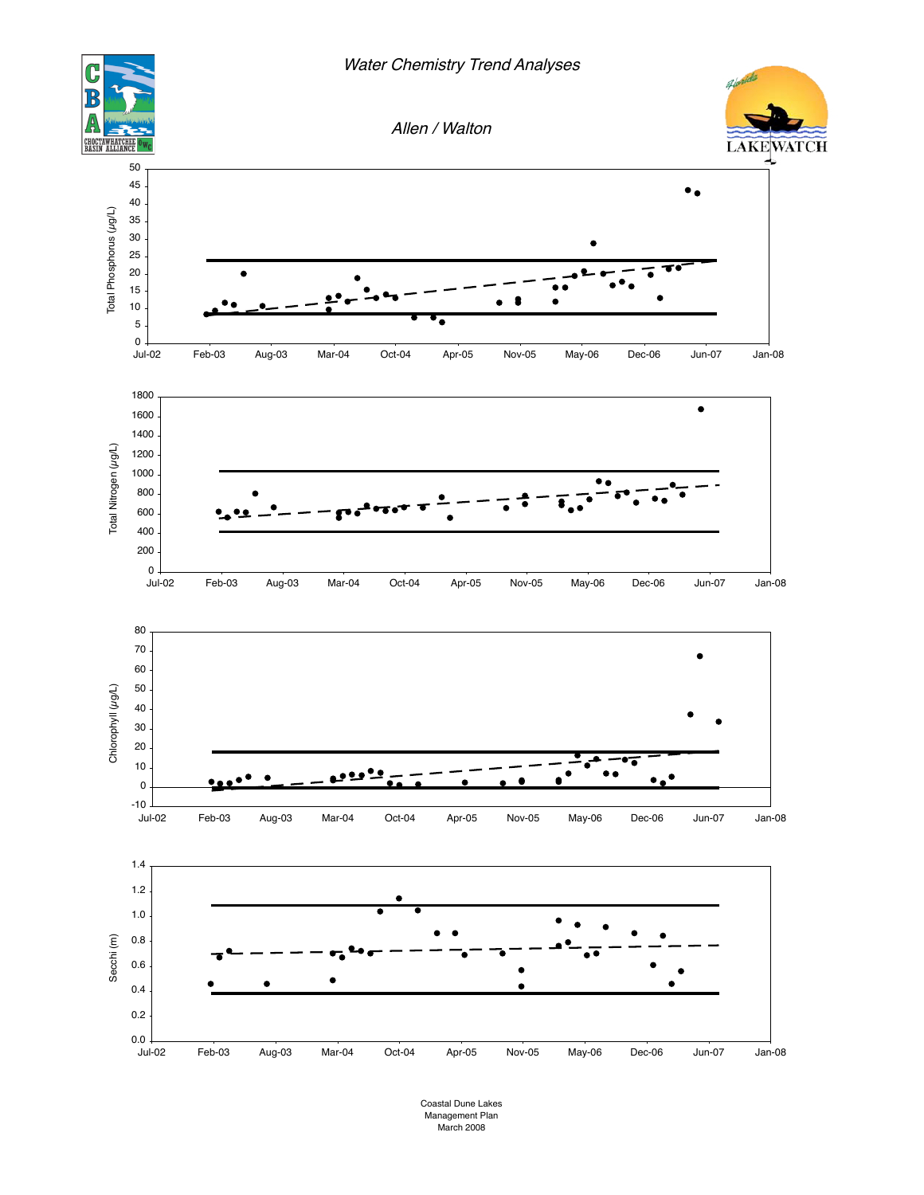# Water Chemistry Trend Analyses

## Allen / Walton

CBA CHOCTAWHATCHEE BASIN ALLIANCE OWC

Florida LAKEWATCH

Total Phosphorus (µg/L)

50
45
40
35
30
25
20
15
10
5
0

Jul-02 Feb-03 Aug-03 Mar-04 Oct-04 Apr-05 Nov-05 May-06 Dec-06 Jun-07 Jan-08

Total Nitrogen (µg/L)

1800
1600
1400
1200
1000
800
600
400
200
0

Jul-02 Feb-03 Aug-03 Mar-04 Oct-04 Apr-05 Nov-05 May-06 Dec-06 Jun-07 Jan-08

Chlorophyll (µg/L)

80
70
60
50
40
30
20
10
0
-10

Jul-02 Feb-03 Aug-03 Mar-04 Oct-04 Apr-05 Nov-05 May-06 Dec-06 Jun-07 Jan-08

Secchi (m)

1.4
1.2
1.0
0.8
0.6
0.4
0.2
0.0

Jul-02 Feb-03 Aug-03 Mar-04 Oct-04 Apr-05 Nov-05 May-06 Dec-06 Jun-07 Jan-08

Coastal Dune Lakes
Management Plan
March 2008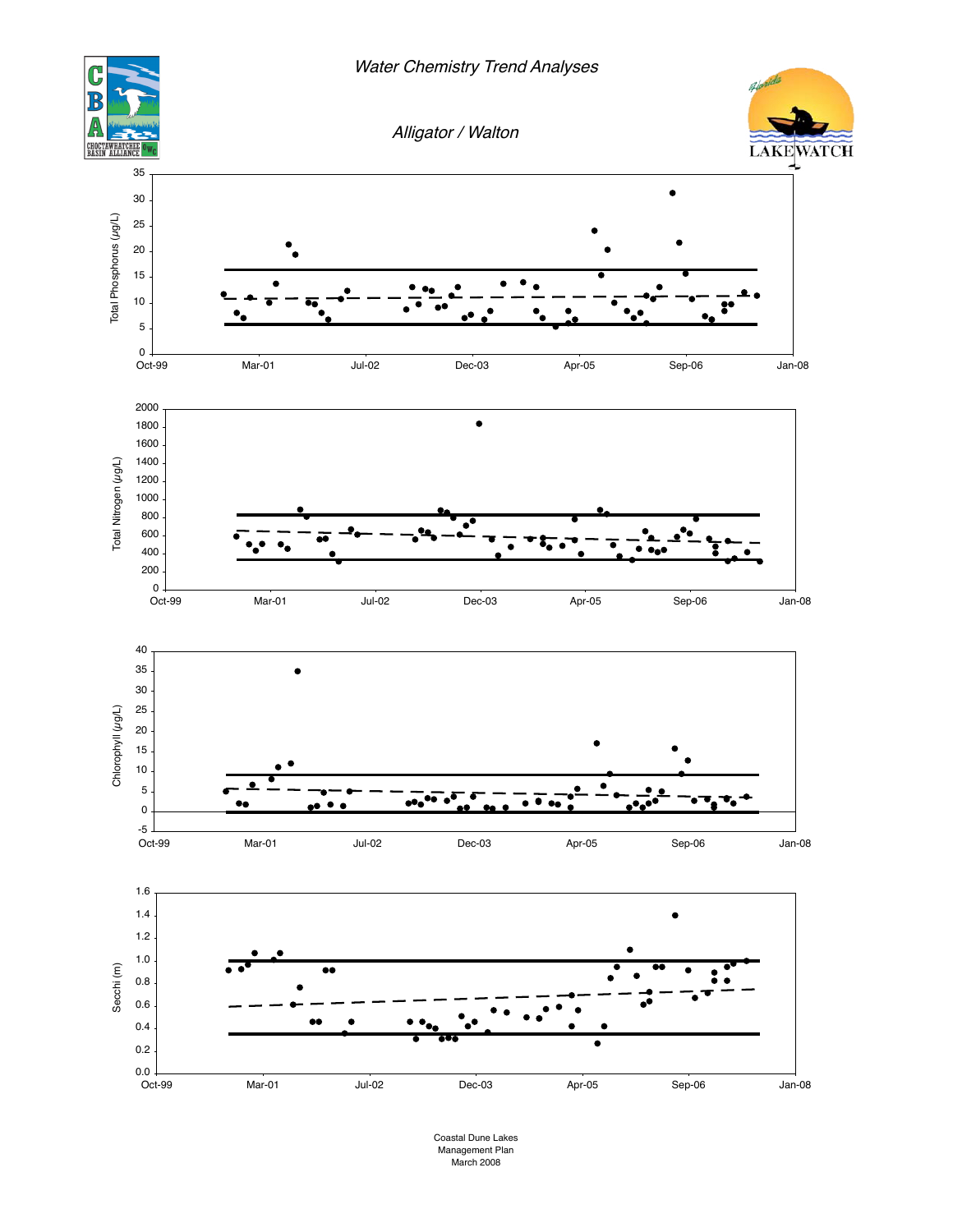# Water Chemistry Trend Analyses

## Alligator / Walton

Total Phosphorus (µg/L)

0 5 10 15 20 25 30 35

Oct-99 Mar-01 Jul-02 Dec-03 Apr-05 Sep-06 Jan-08

Total Nitrogen (µg/L)

0 200 400 600 800 1000 1200 1400 1600 1800 2000

Oct-99 Mar-01 Jul-02 Dec-03 Apr-05 Sep-06 Jan-08

Chlorophyll (µg/L)

-5 0 5 10 15 20 25 30 35 40

Oct-99 Mar-01 Jul-02 Dec-03 Apr-05 Sep-06 Jan-08

Secchi (m)

0.0 0.2 0.4 0.6 0.8 1.0 1.2 1.4 1.6

Oct-99 Mar-01 Jul-02 Dec-03 Apr-05 Sep-06 Jan-08

Coastal Dune Lakes
Management Plan
March 2008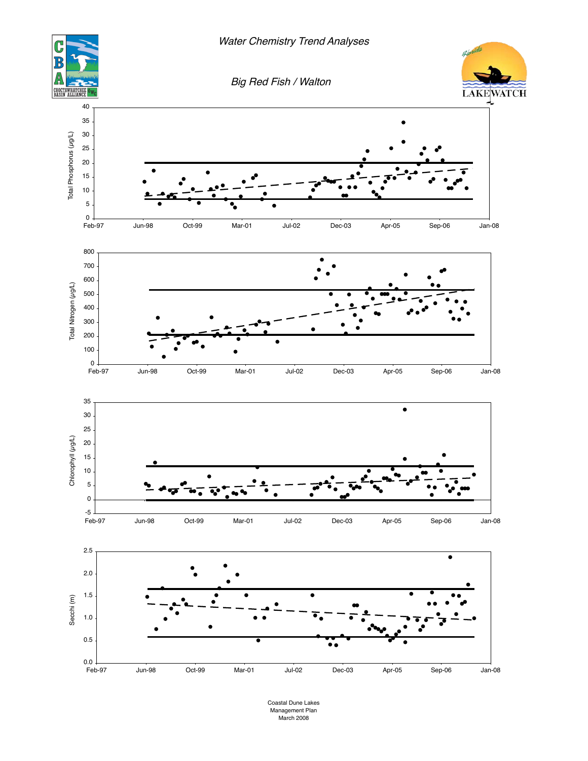*Water Chemistry Trend Analyses*

*Big Red Fish / Walton*

CBA CHOCTAWHATCHEE BASIN ALLIANCE

Florida LAKEWATCH

Total Phosphorus (µg/L)

40
35
30
25
20
15
10
5
0

Feb-97 Jun-98 Oct-99 Mar-01 Jul-02 Dec-03 Apr-05 Sep-06 Jan-08

Total Nitrogen (µg/L)

800
700
600
500
400
300
200
100
0

Feb-97 Jun-98 Oct-99 Mar-01 Jul-02 Dec-03 Apr-05 Sep-06 Jan-08

Chlorophyll (µg/L)

35
30
25
20
15
10
5
0
-5

Feb-97 Jun-98 Oct-99 Mar-01 Jul-02 Dec-03 Apr-05 Sep-06 Jan-08

Secchi (m)

2.5
2.0
1.5
1.0
0.5
0.0

Feb-97 Jun-98 Oct-99 Mar-01 Jul-02 Dec-03 Apr-05 Sep-06 Jan-08

Coastal Dune Lakes
Management Plan
March 2008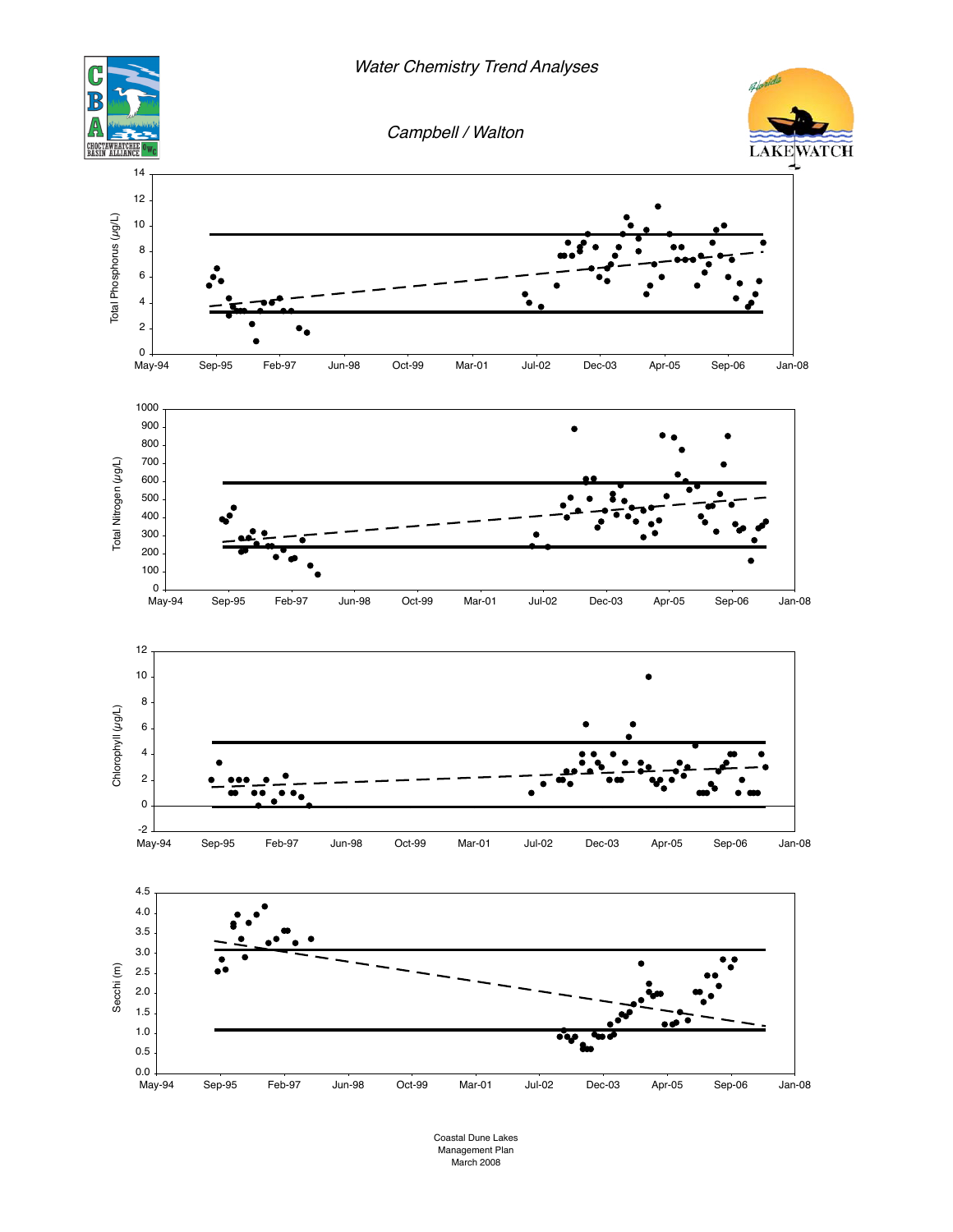Water Chemistry Trend Analyses

Campbell / Walton

Total Phosphorus (µg/L)
0
2
4
6
8
10
12
14
May-94
Sep-95
Feb-97
Jun-98
Oct-99
Mar-01
Jul-02
Dec-03
Apr-05
Sep-06
Jan-08

Total Nitrogen (µg/L)
0
100
200
300
400
500
600
700
800
900
1000
May-94
Sep-95
Feb-97
Jun-98
Oct-99
Mar-01
Jul-02
Dec-03
Apr-05
Sep-06
Jan-08

Chlorophyll (µg/L)
-2
0
2
4
6
8
10
12
May-94
Sep-95
Feb-97
Jun-98
Oct-99
Mar-01
Jul-02
Dec-03
Apr-05
Sep-06
Jan-08

Secchi (m)
0.0
0.5
1.0
1.5
2.0
2.5
3.0
3.5
4.0
4.5
May-94
Sep-95
Feb-97
Jun-98
Oct-99
Mar-01
Jul-02
Dec-03
Apr-05
Sep-06
Jan-08

Coastal Dune Lakes
Management Plan
March 2008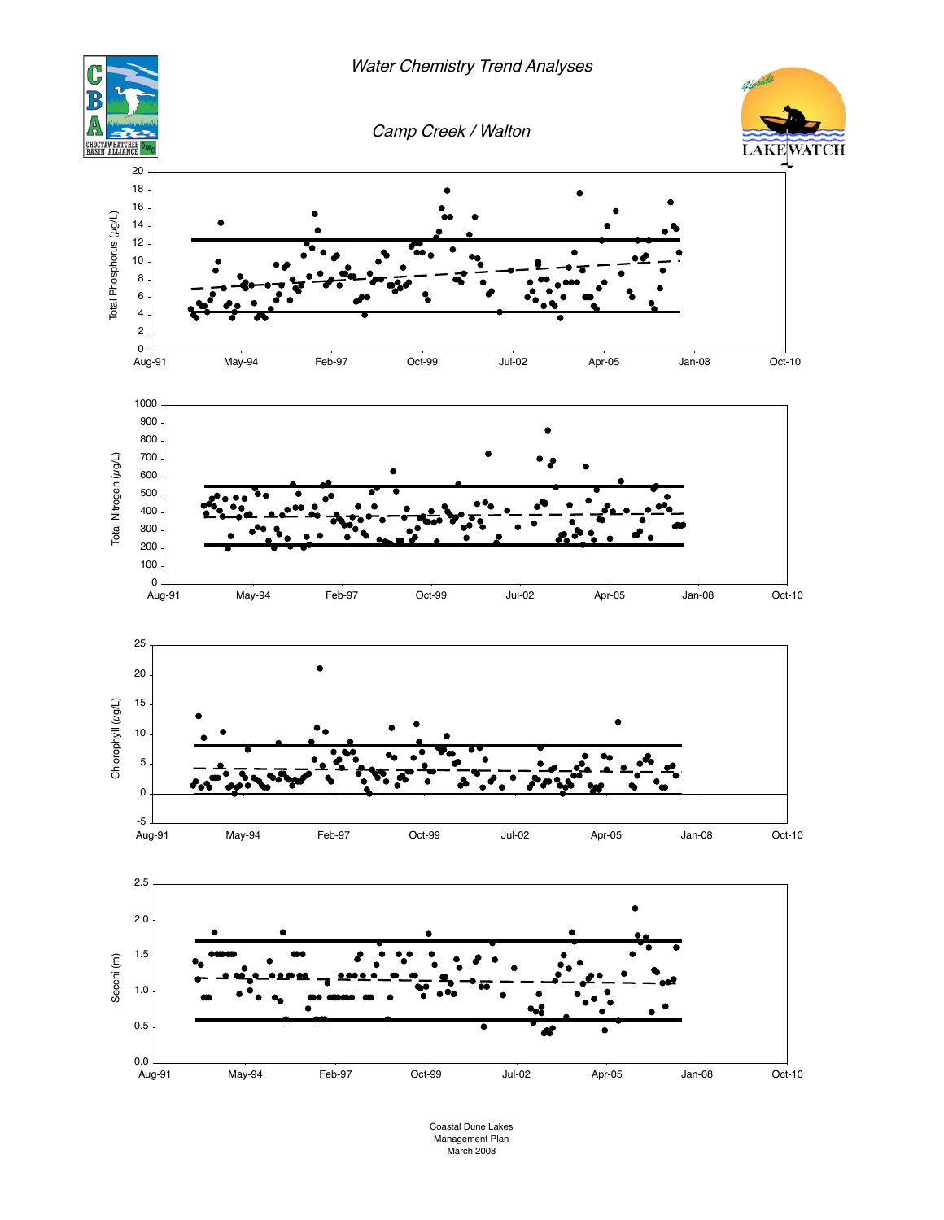*Water Chemistry Trend Analyses*

*Camp Creek / Walton*

CBA
CHOCTAWHATCHEE BASIN ALLIANCE

Florida LAKEWATCH

Total Phosphorus (µg/L)

0
2
4
6
8
10
12
14
16
18
20

Aug-91
May-94
Feb-97
Oct-99
Jul-02
Apr-05
Jan-08
Oct-10

Total Nitrogen (µg/L)

0
100
200
300
400
500
600
700
800
900
1000

Aug-91
May-94
Feb-97
Oct-99
Jul-02
Apr-05
Jan-08
Oct-10

Chlorophyll (µg/L)

-5
0
5
10
15
20
25

Aug-91
May-94
Feb-97
Oct-99
Jul-02
Apr-05
Jan-08
Oct-10

Secchi (m)

0.0
0.5
1.0
1.5
2.0
2.5

Aug-91
May-94
Feb-97
Oct-99
Jul-02
Apr-05
Jan-08
Oct-10

Coastal Dune Lakes
Management Plan
March 2008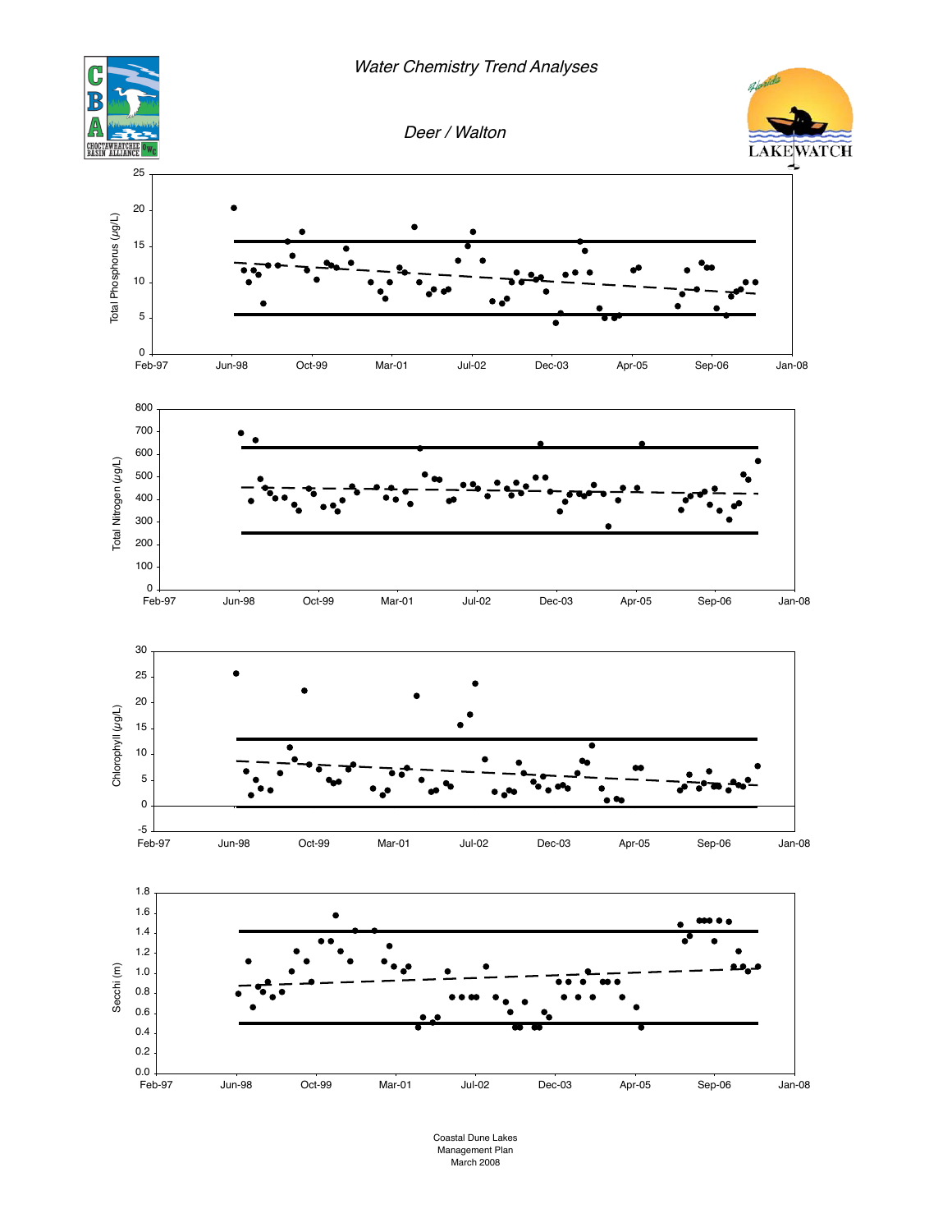# Water Chemistry Trend Analyses

## Deer / Walton

Total Phosphorus (µg/L)

25
20
15
10
5
0

Feb-97 Jun-98 Oct-99 Mar-01 Jul-02 Dec-03 Apr-05 Sep-06 Jan-08

Total Nitrogen (µg/L)

800
700
600
500
400
300
200
100
0

Feb-97 Jun-98 Oct-99 Mar-01 Jul-02 Dec-03 Apr-05 Sep-06 Jan-08

Chlorophyll (µg/L)

30
25
20
15
10
5
0
-5

Feb-97 Jun-98 Oct-99 Mar-01 Jul-02 Dec-03 Apr-05 Sep-06 Jan-08

Secchi (m)

1.8
1.6
1.4
1.2
1.0
0.8
0.6
0.4
0.2
0.0

Feb-97 Jun-98 Oct-99 Mar-01 Jul-02 Dec-03 Apr-05 Sep-06 Jan-08

Coastal Dune Lakes
Management Plan
March 2008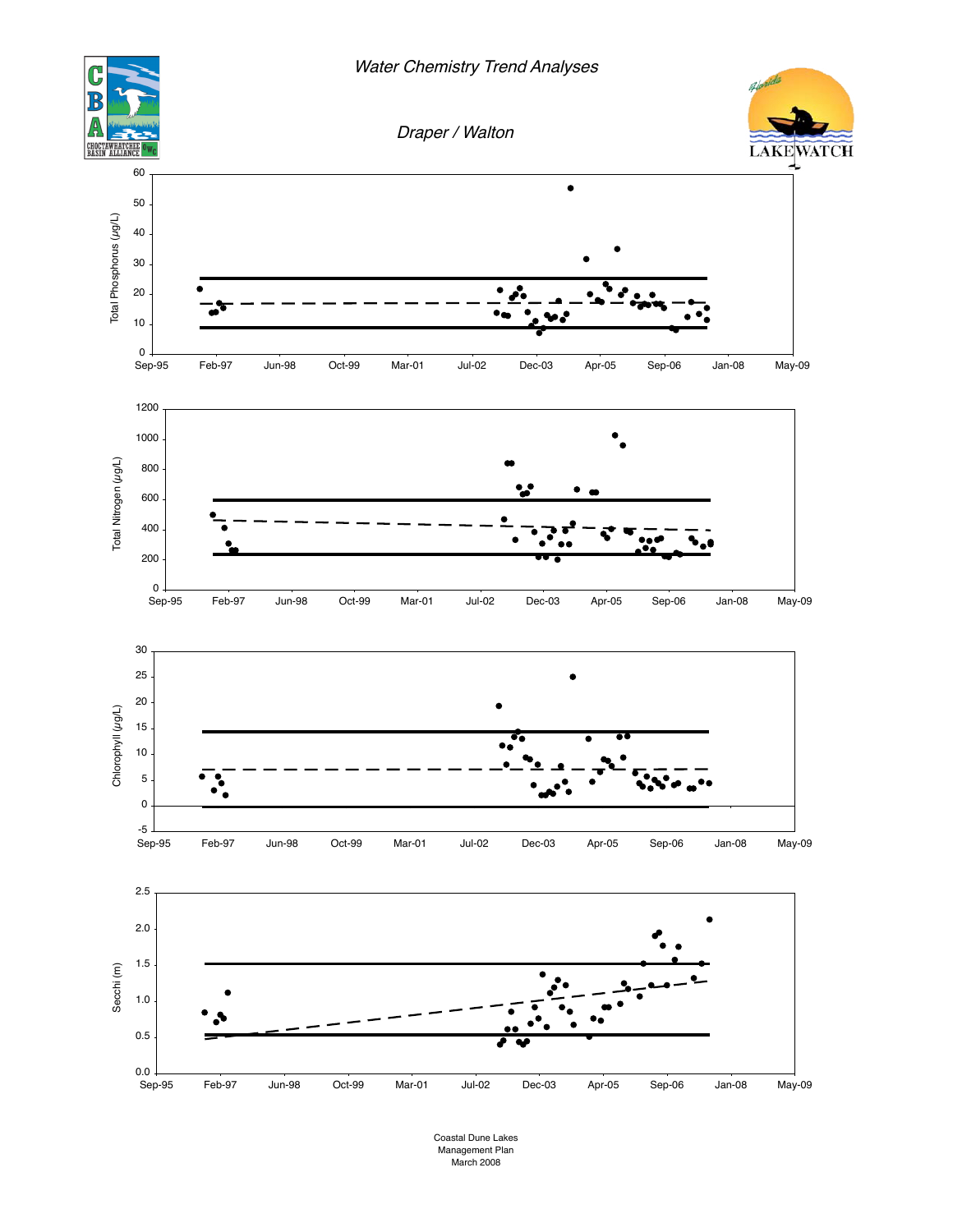Water Chemistry Trend Analyses

Draper / Walton

Total Phosphorus (µg/L)

60
50
40
30
20
10
0

Sep-95 Feb-97 Jun-98 Oct-99 Mar-01 Jul-02 Dec-03 Apr-05 Sep-06 Jan-08 May-09

Total Nitrogen (µg/L)

1200
1000
800
600
400
200
0

Sep-95 Feb-97 Jun-98 Oct-99 Mar-01 Jul-02 Dec-03 Apr-05 Sep-06 Jan-08 May-09

Chlorophyll (µg/L)

30
25
20
15
10
5
0
-5

Sep-95 Feb-97 Jun-98 Oct-99 Mar-01 Jul-02 Dec-03 Apr-05 Sep-06 Jan-08 May-09

Secchi (m)

2.5
2.0
1.5
1.0
0.5
0.0

Sep-95 Feb-97 Jun-98 Oct-99 Mar-01 Jul-02 Dec-03 Apr-05 Sep-06 Jan-08 May-09

Coastal Dune Lakes
Management Plan
March 2008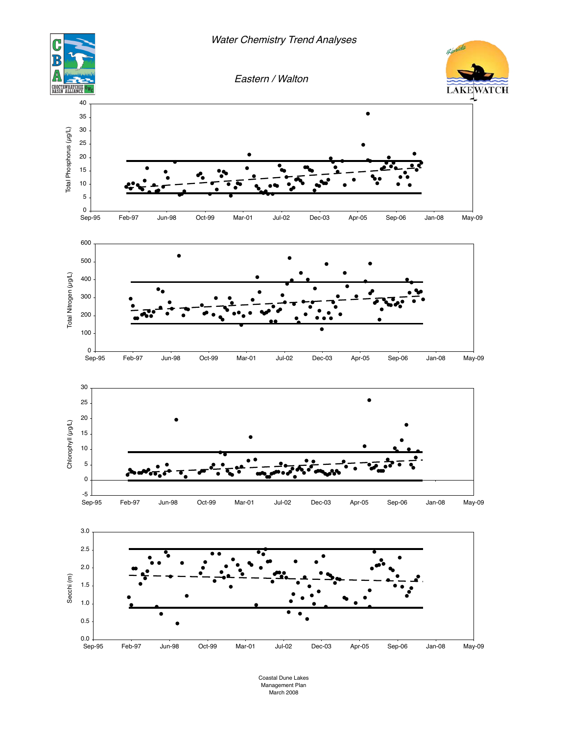*Water Chemistry Trend Analyses*

*Eastern / Walton*

Total Phosphorus (µg/L)

40
35
30
25
20
15
10
5
0

Sep-95 Feb-97 Jun-98 Oct-99 Mar-01 Jul-02 Dec-03 Apr-05 Sep-06 Jan-08 May-09

Total Nitrogen (µg/L)

600
500
400
300
200
100
0

Sep-95 Feb-97 Jun-98 Oct-99 Mar-01 Jul-02 Dec-03 Apr-05 Sep-06 Jan-08 May-09

Chlorophyll (µg/L)

30
25
20
15
10
5
0
-5

Sep-95 Feb-97 Jun-98 Oct-99 Mar-01 Jul-02 Dec-03 Apr-05 Sep-06 Jan-08 May-09

Secchi (m)

3.0
2.5
2.0
1.5
1.0
0.5
0.0

Sep-95 Feb-97 Jun-98 Oct-99 Mar-01 Jul-02 Dec-03 Apr-05 Sep-06 Jan-08 May-09

Coastal Dune Lakes
Management Plan
March 2008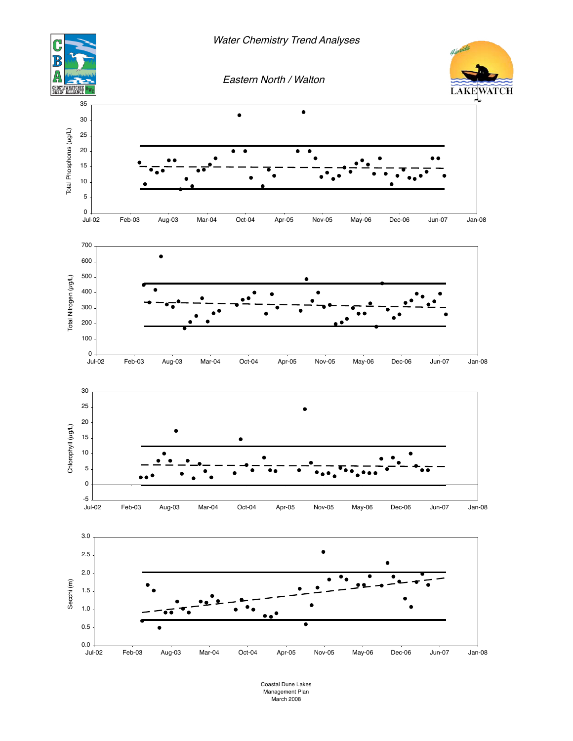# Water Chemistry Trend Analyses

## Eastern North / Walton

Total Phosphorus (µg/L)

35
30
25
20
15
10
5
0

Jul-02 Feb-03 Aug-03 Mar-04 Oct-04 Apr-05 Nov-05 May-06 Dec-06 Jun-07 Jan-08

Total Nitrogen (µg/L)

700
600
500
400
300
200
100
0

Jul-02 Feb-03 Aug-03 Mar-04 Oct-04 Apr-05 Nov-05 May-06 Dec-06 Jun-07 Jan-08

Chlorophyll (µg/L)

30
25
20
15
10
5
0
-5

Jul-02 Feb-03 Aug-03 Mar-04 Oct-04 Apr-05 Nov-05 May-06 Dec-06 Jun-07 Jan-08

Secchi (m)

3.0
2.5
2.0
1.5
1.0
0.5
0.0

Jul-02 Feb-03 Aug-03 Mar-04 Oct-04 Apr-05 Nov-05 May-06 Dec-06 Jun-07 Jan-08

Coastal Dune Lakes
Management Plan
March 2008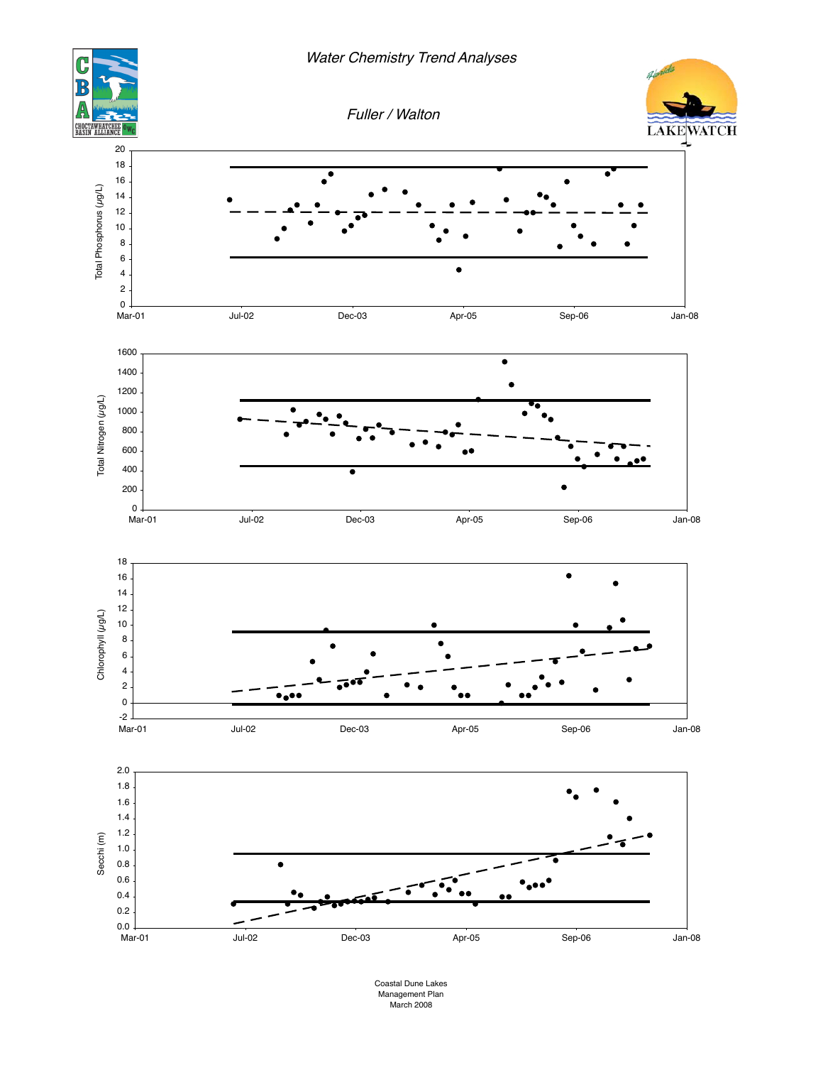*Water Chemistry Trend Analyses*

*Fuller / Walton*

Total Phosphorus (µg/L)

20
18
16
14
12
10
8
6
4
2
0

Mar-01 Jul-02 Dec-03 Apr-05 Sep-06 Jan-08

Total Nitrogen (µg/L)

1600
1400
1200
1000
800
600
400
200
0

Mar-01 Jul-02 Dec-03 Apr-05 Sep-06 Jan-08

Chlorophyll (µg/L)

18
16
14
12
10
8
6
4
2
0
-2

Mar-01 Jul-02 Dec-03 Apr-05 Sep-06 Jan-08

Secchi (m)

2.0
1.8
1.6
1.4
1.2
1.0
0.8
0.6
0.4
0.2
0.0

Mar-01 Jul-02 Dec-03 Apr-05 Sep-06 Jan-08

Coastal Dune Lakes
Management Plan
March 2008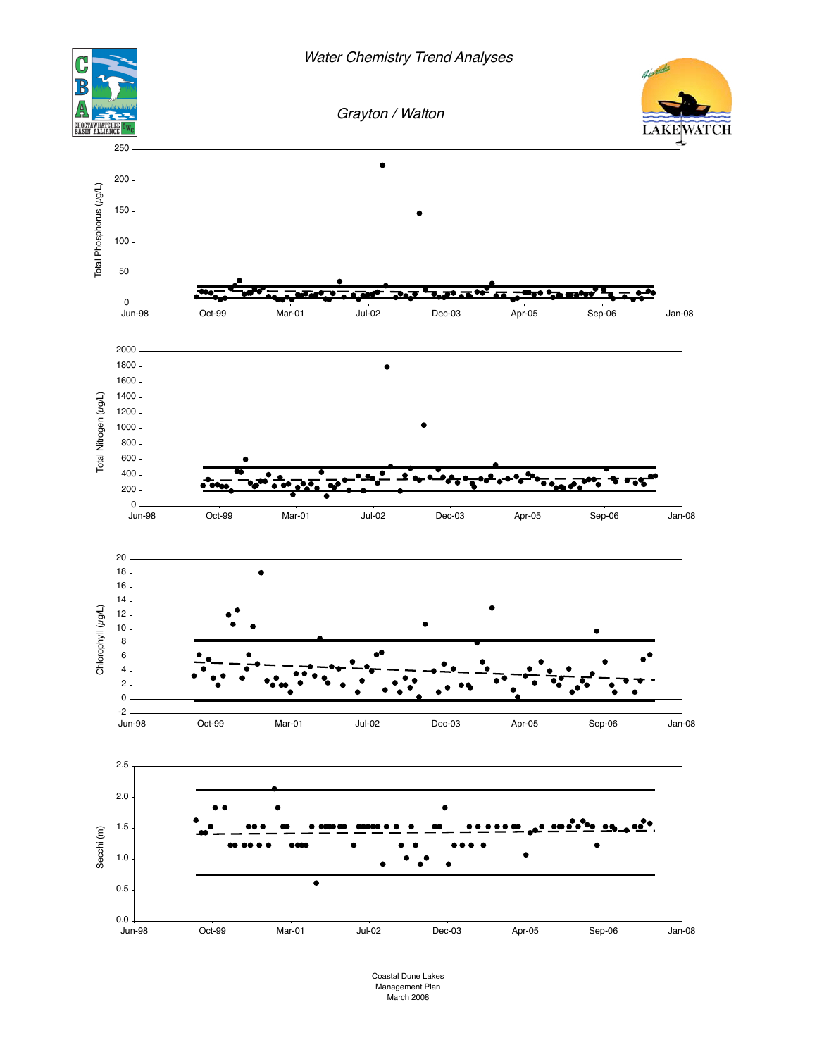# Water Chemistry Trend Analyses

## Grayton / Walton

Total Phosphorus (µg/L)

250
200
150
100
50
0

Jun-98 Oct-99 Mar-01 Jul-02 Dec-03 Apr-05 Sep-06 Jan-08

Total Nitrogen (µg/L)

2000
1800
1600
1400
1200
1000
800
600
400
200
0

Jun-98 Oct-99 Mar-01 Jul-02 Dec-03 Apr-05 Sep-06 Jan-08

Chlorophyll (µg/L)

20
18
16
14
12
10
8
6
4
2
0
-2

Jun-98 Oct-99 Mar-01 Jul-02 Dec-03 Apr-05 Sep-06 Jan-08

Secchi (m)

2.5
2.0
1.5
1.0
0.5
0.0

Jun-98 Oct-99 Mar-01 Jul-02 Dec-03 Apr-05 Sep-06 Jan-08

Coastal Dune Lakes
Management Plan
March 2008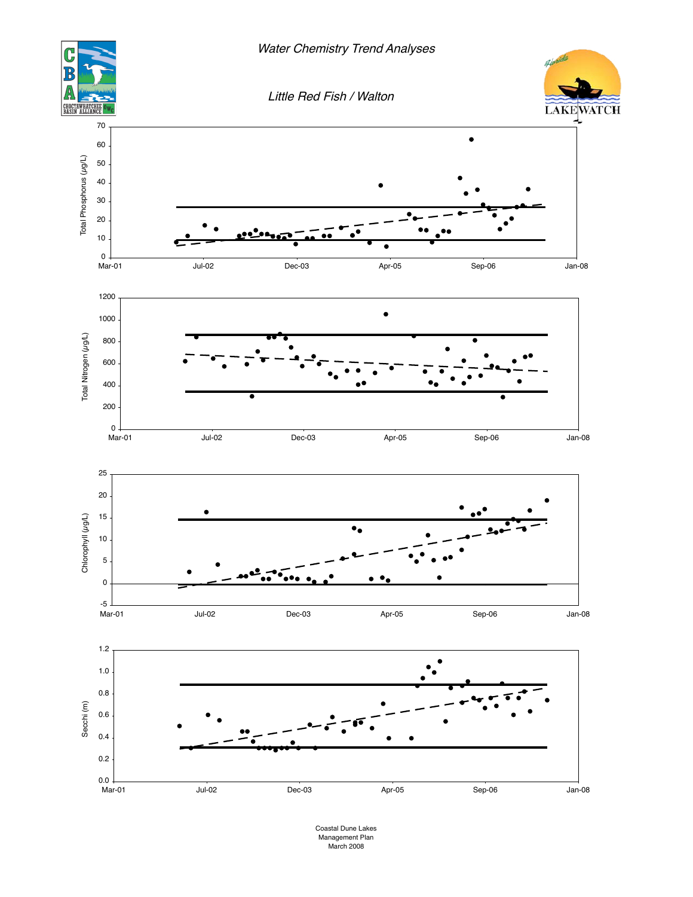*Water Chemistry Trend Analyses*

*Little Red Fish / Walton*

CBA CHOCTAWHATCHEE BASIN ALLIANCE

Florida LAKEWATCH

Total Phosphorus (µg/L)

70
60
50
40
30
20
10
0

Mar-01 Jul-02 Dec-03 Apr-05 Sep-06 Jan-08

Total Nitrogen (µg/L)

1200
1000
800
600
400
200
0

Mar-01 Jul-02 Dec-03 Apr-05 Sep-06 Jan-08

Chlorophyll (µg/L)

25
20
15
10
5
0
-5

Mar-01 Jul-02 Dec-03 Apr-05 Sep-06 Jan-08

Secchi (m)

1.2
1.0
0.8
0.6
0.4
0.2
0.0

Mar-01 Jul-02 Dec-03 Apr-05 Sep-06 Jan-08

Coastal Dune Lakes
Management Plan
March 2008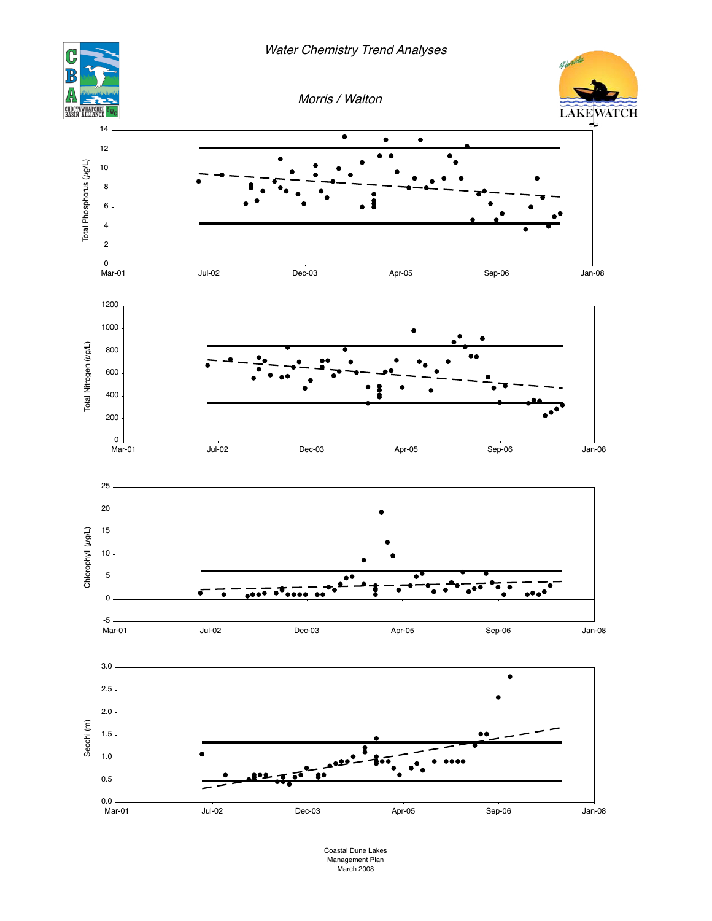*Water Chemistry Trend Analyses*

*Morris / Walton*

Total Phosphorus (µg/L)

14
12
10
8
6
4
2
0

Mar-01 Jul-02 Dec-03 Apr-05 Sep-06 Jan-08

Total Nitrogen (µg/L)

1200
1000
800
600
400
200
0

Mar-01 Jul-02 Dec-03 Apr-05 Sep-06 Jan-08

Chlorophyll (µg/L)

25
20
15
10
5
0
-5

Mar-01 Jul-02 Dec-03 Apr-05 Sep-06 Jan-08

Secchi (m)

3.0
2.5
2.0
1.5
1.0
0.5
0.0

Mar-01 Jul-02 Dec-03 Apr-05 Sep-06 Jan-08

Coastal Dune Lakes
Management Plan
March 2008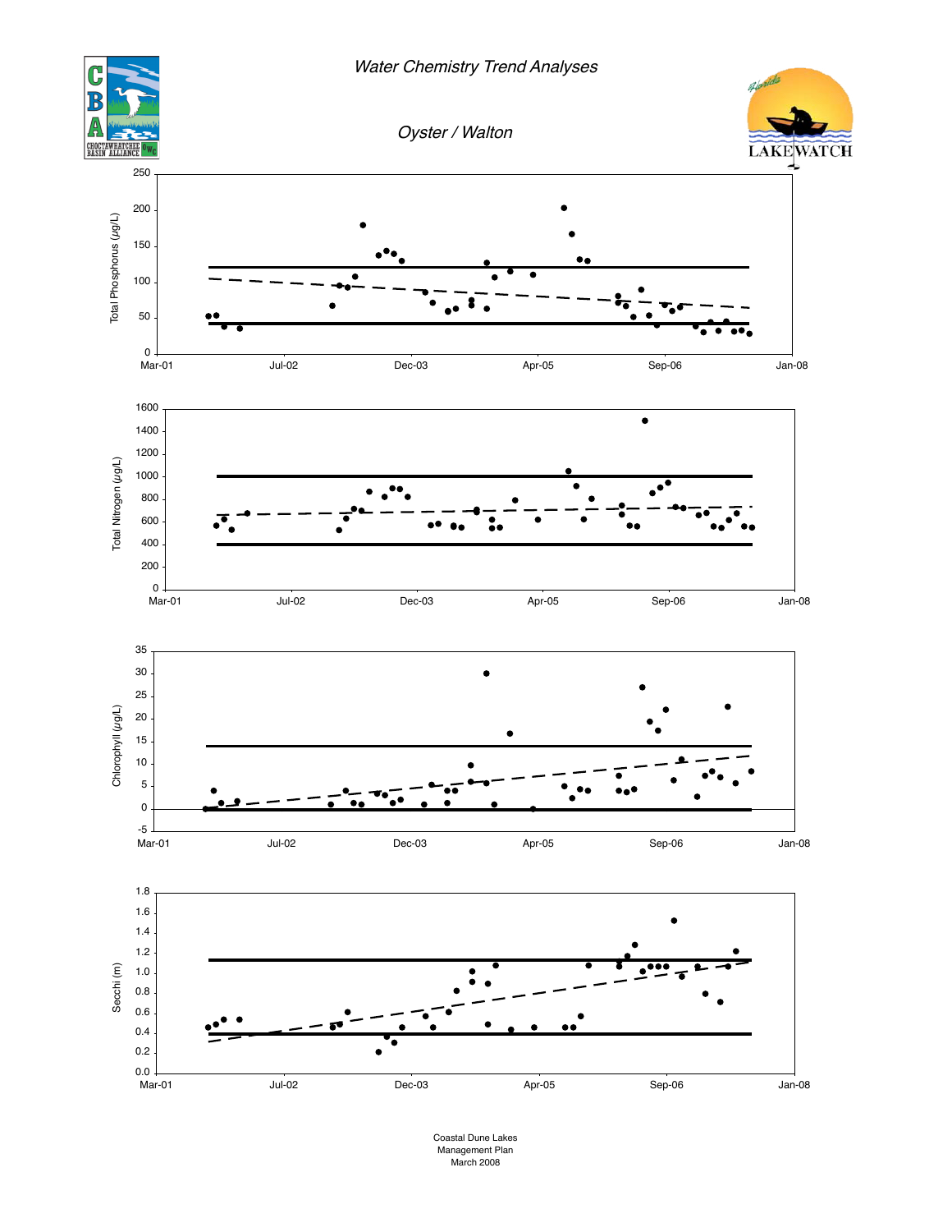*Water Chemistry Trend Analyses*

*Oyster / Walton*

Total Phosphorus (μg/L)

250
200
150
100
50
0

Mar-01 Jul-02 Dec-03 Apr-05 Sep-06 Jan-08

Total Nitrogen (μg/L)

1600
1400
1200
1000
800
600
400
200
0

Mar-01 Jul-02 Dec-03 Apr-05 Sep-06 Jan-08

Chlorophyll (μg/L)

35
30
25
20
15
10
5
0
-5

Mar-01 Jul-02 Dec-03 Apr-05 Sep-06 Jan-08

Secchi (m)

1.8
1.6
1.4
1.2
1.0
0.8
0.6
0.4
0.2
0.0

Mar-01 Jul-02 Dec-03 Apr-05 Sep-06 Jan-08

Coastal Dune Lakes
Management Plan
March 2008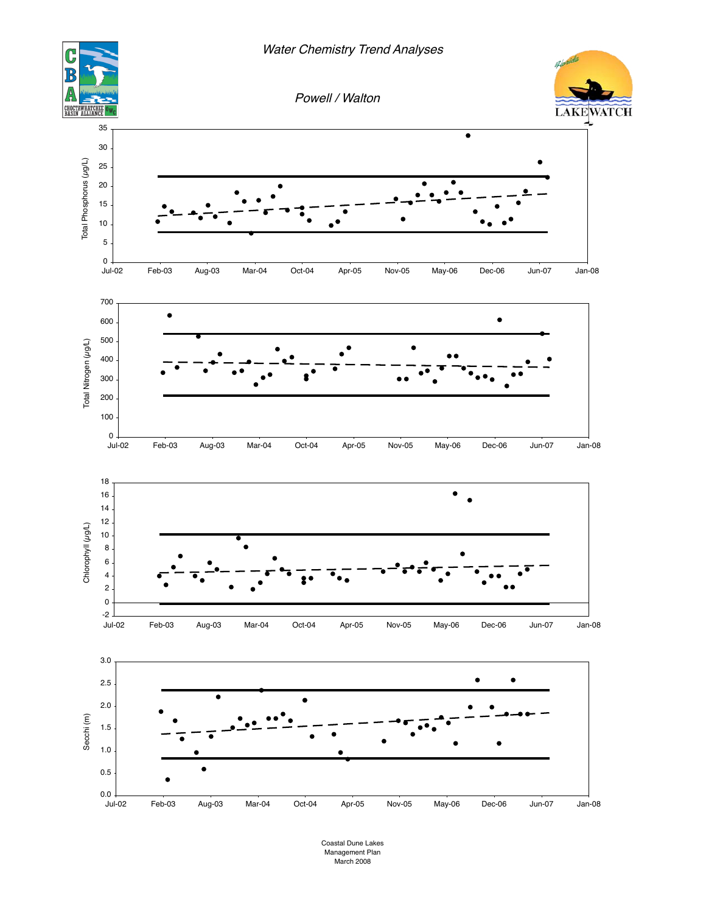*Water Chemistry Trend Analyses*

*Powell / Walton*

Total Phosphorus (µg/L)

0
5
10
15
20
25
30
35

Jul-02 Feb-03 Aug-03 Mar-04 Oct-04 Apr-05 Nov-05 May-06 Dec-06 Jun-07 Jan-08

Total Nitrogen (µg/L)

0
100
200
300
400
500
600
700

Jul-02 Feb-03 Aug-03 Mar-04 Oct-04 Apr-05 Nov-05 May-06 Dec-06 Jun-07 Jan-08

Chlorophyll (µg/L)

-2
0
2
4
6
8
10
12
14
16
18

Jul-02 Feb-03 Aug-03 Mar-04 Oct-04 Apr-05 Nov-05 May-06 Dec-06 Jun-07 Jan-08

Secchi (m)

0.0
0.5
1.0
1.5
2.0
2.5
3.0

Jul-02 Feb-03 Aug-03 Mar-04 Oct-04 Apr-05 Nov-05 May-06 Dec-06 Jun-07 Jan-08

Coastal Dune Lakes
Management Plan
March 2008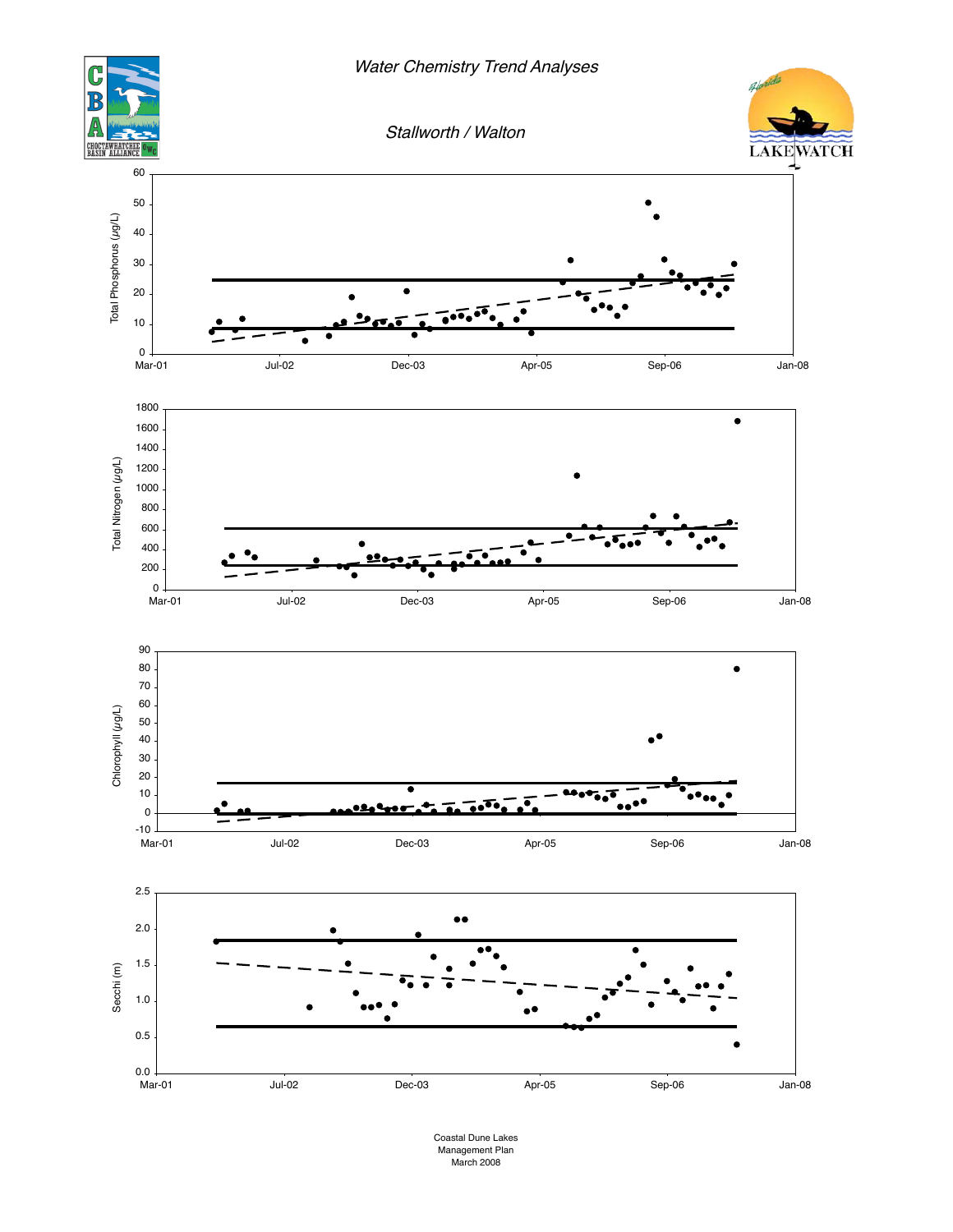# Water Chemistry Trend Analyses

## Stallworth / Walton

Total Phosphorus (µg/L)
60
50
40
30
20
10
0
Mar-01 Jul-02 Dec-03 Apr-05 Sep-06 Jan-08

Total Nitrogen (µg/L)
1800
1600
1400
1200
1000
800
600
400
200
0
Mar-01 Jul-02 Dec-03 Apr-05 Sep-06 Jan-08

Chlorophyll (µg/L)
90
80
70
60
50
40
30
20
10
0
-10
Mar-01 Jul-02 Dec-03 Apr-05 Sep-06 Jan-08

Secchi (m)
2.5
2.0
1.5
1.0
0.5
0.0
Mar-01 Jul-02 Dec-03 Apr-05 Sep-06 Jan-08

Coastal Dune Lakes
Management Plan
March 2008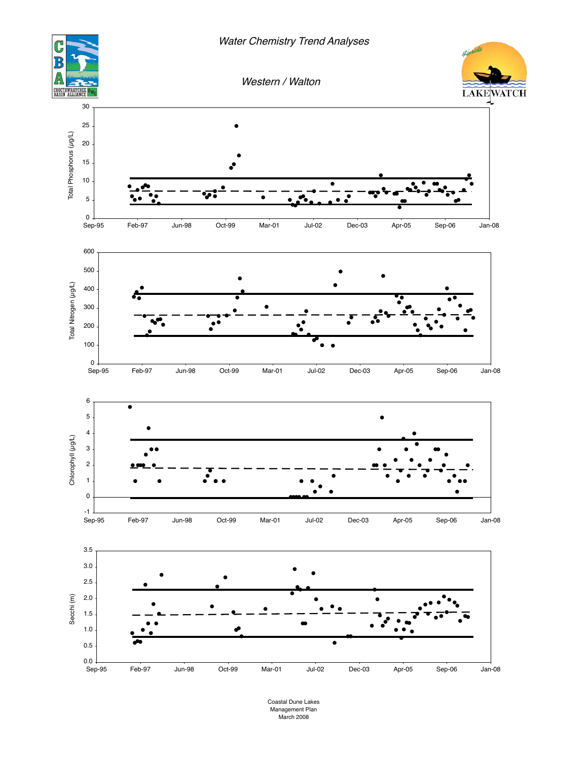*Water Chemistry Trend Analyses*

*Western / Walton*

Total Phosphorus (µg/L)
30
25
20
15
10
5
0
Sep-95 Feb-97 Jun-98 Oct-99 Mar-01 Jul-02 Dec-03 Apr-05 Sep-06 Jan-08

Total Nitrogen (µg/L)
600
500
400
300
200
100
0
Sep-95 Feb-97 Jun-98 Oct-99 Mar-01 Jul-02 Dec-03 Apr-05 Sep-06 Jan-08

Chlorophyll (µg/L)
6
5
4
3
2
1
0
-1
Sep-95 Feb-97 Jun-98 Oct-99 Mar-01 Jul-02 Dec-03 Apr-05 Sep-06 Jan-08

Secchi (m)
3.5
3.0
2.5
2.0
1.5
1.0
0.5
0.0
Sep-95 Feb-97 Jun-98 Oct-99 Mar-01 Jul-02 Dec-03 Apr-05 Sep-06 Jan-08

Coastal Dune Lakes
Management Plan
March 2008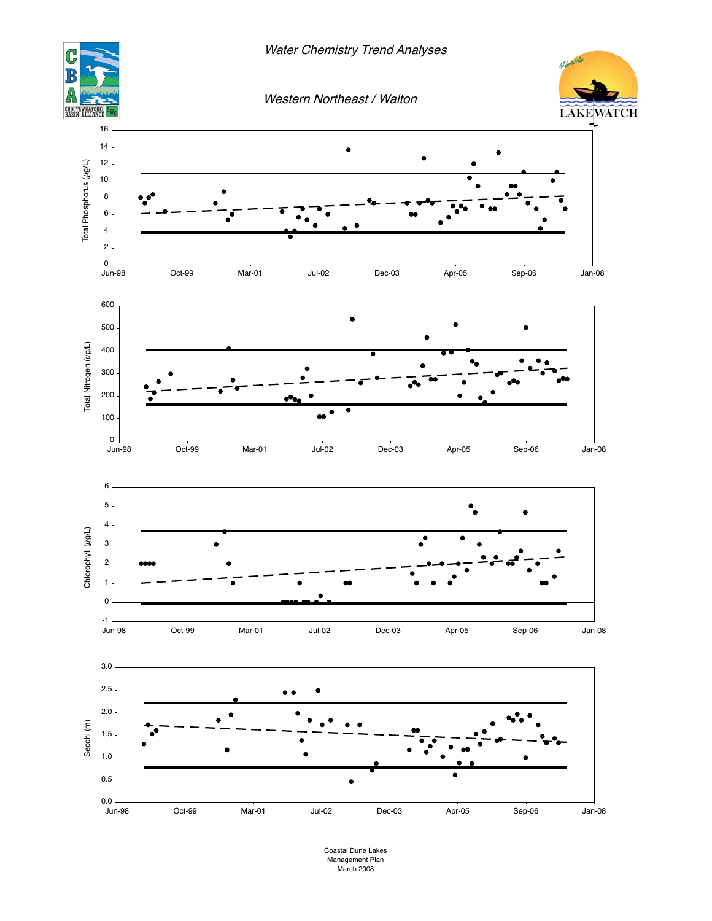*Water Chemistry Trend Analyses*

*Western Northeast / Walton*

Total Phosphorus (µg/L)

16
14
12
10
8
6
4
2
0

Jun-98 Oct-99 Mar-01 Jul-02 Dec-03 Apr-05 Sep-06 Jan-08

Total Nitrogen (µg/L)

600
500
400
300
200
100
0

Jun-98 Oct-99 Mar-01 Jul-02 Dec-03 Apr-05 Sep-06 Jan-08

Chlorophyll (µg/L)

6
5
4
3
2
1
0
-1

Jun-98 Oct-99 Mar-01 Jul-02 Dec-03 Apr-05 Sep-06 Jan-08

Secchi (m)

3.0
2.5
2.0
1.5
1.0
0.5
0.0

Jun-98 Oct-99 Mar-01 Jul-02 Dec-03 Apr-05 Sep-06 Jan-08